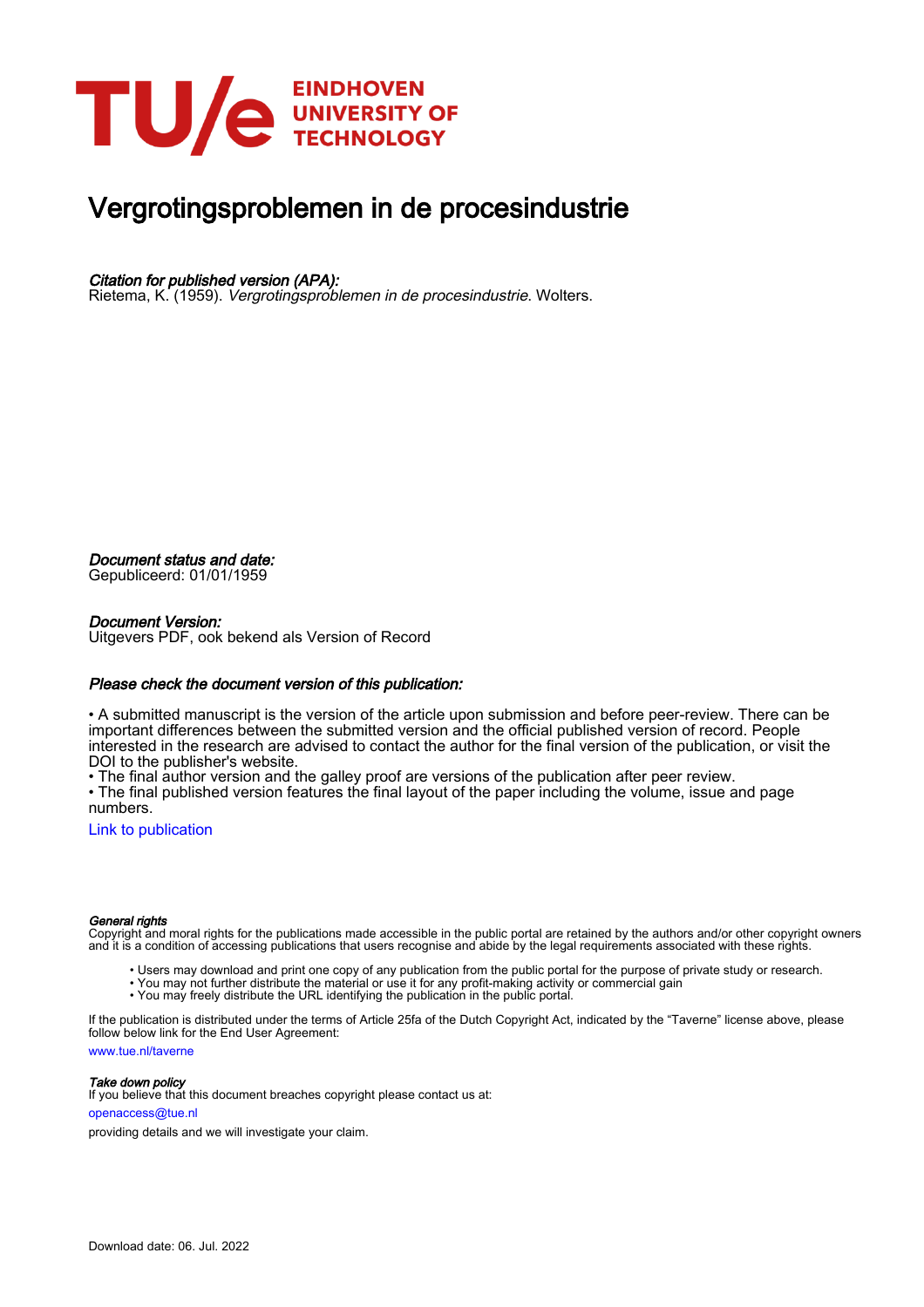EINDHOVEN
UNIVERSITY OF
TECHNOLOGY

# Vergrotingsproblemen in de procesindustrie

*Citation for published version (APA):*
Rietema, K. (1959). *Vergrotingsproblemen in de procesindustrie*. Wolters.

*Document status and date:*
Gepubliceerd: 01/01/1959

*Document Version:*
Uitgevers PDF, ook bekend als Version of Record

*Please check the document version of this publication:*

• A submitted manuscript is the version of the article upon submission and before peer-review. There can be important differences between the submitted version and the official published version of record. People interested in the research are advised to contact the author for the final version of the publication, or visit the DOI to the publisher's website.
• The final author version and the galley proof are versions of the publication after peer review.
• The final published version features the final layout of the paper including the volume, issue and page numbers.

Link to publication

*General rights*
Copyright and moral rights for the publications made accessible in the public portal are retained by the authors and/or other copyright owners and it is a condition of accessing publications that users recognise and abide by the legal requirements associated with these rights.

• Users may download and print one copy of any publication from the public portal for the purpose of private study or research.
• You may not further distribute the material or use it for any profit-making activity or commercial gain
• You may freely distribute the URL identifying the publication in the public portal.

If the publication is distributed under the terms of Article 25fa of the Dutch Copyright Act, indicated by the "Taverne" license above, please follow below link for the End User Agreement:

www.tue.nl/taverne

*Take down policy*
If you believe that this document breaches copyright please contact us at:

openaccess@tue.nl

providing details and we will investigate your claim.

Download date: 06. Jul. 2022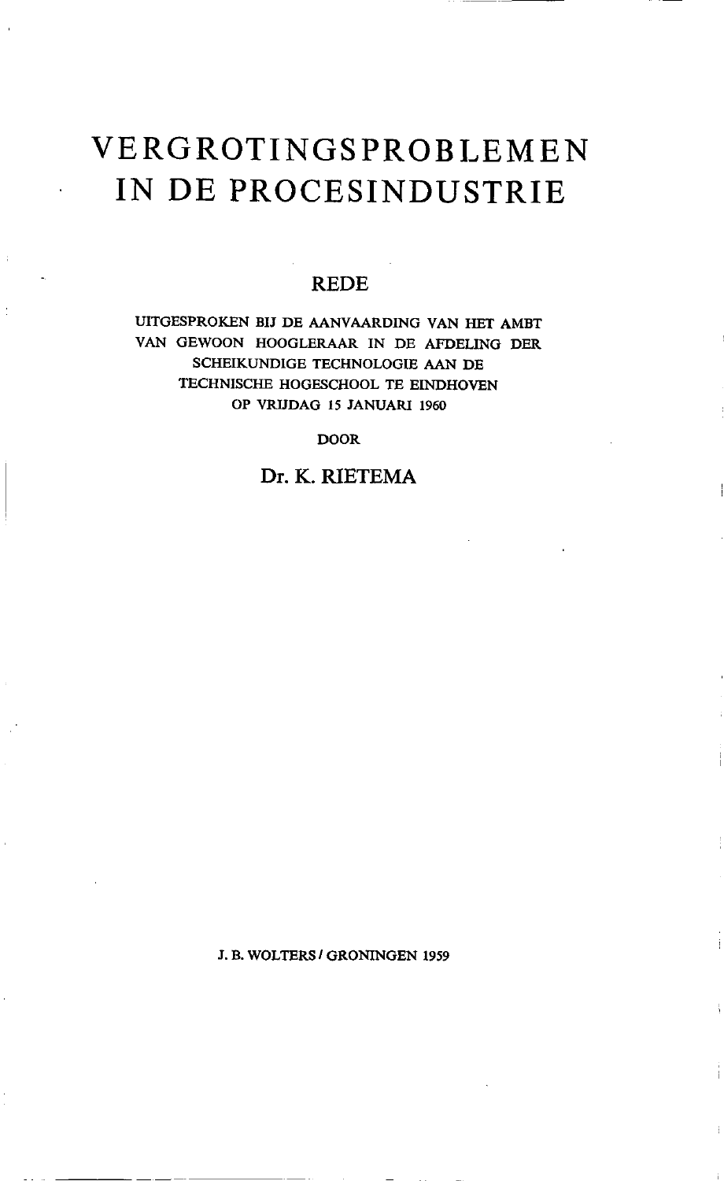# VERGROTINGSPROBLEMEN IN DE PROCESINDUSTRIE

## REDE

UITGESPROKEN BIJ DE AANVAARDING VAN HET AMBT VAN GEWOON HOOGLERAAR IN DE AFDELING DER SCHEIKUNDIGE TECHNOLOGIE AAN DE TECHNISCHE HOGESCHOOL TE EINDHOVEN OP VRIJDAG 15 JANUARI 1960

DOOR

**Dr. K. RIETEMA**

J. B. WOLTERS / GRONINGEN 1959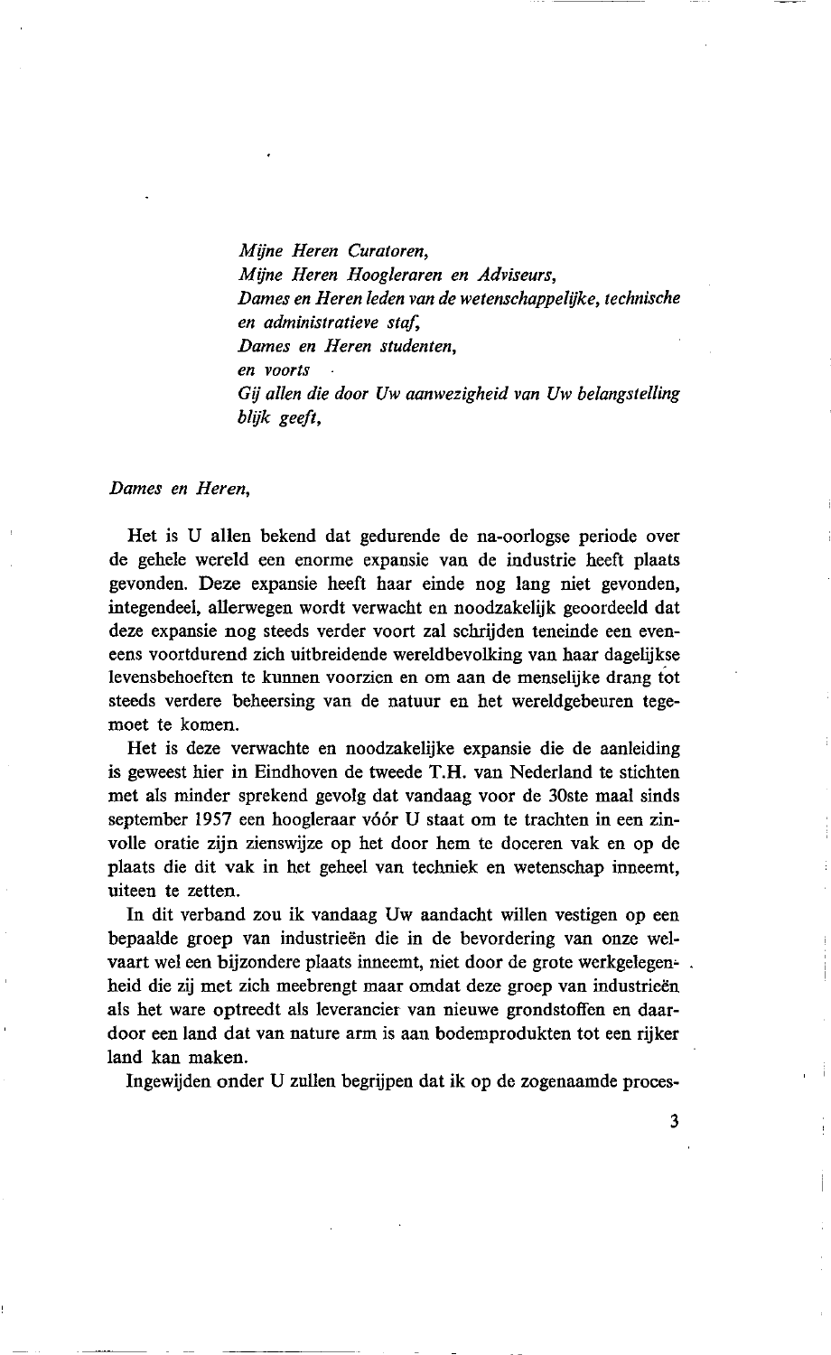*Mijne Heren Curatoren,*
*Mijne Heren Hoogleraren en Adviseurs,*
*Dames en Heren leden van de wetenschappelijke, technische en administratieve staf,*
*Dames en Heren studenten,*
*en voorts*
*Gij allen die door Uw aanwezigheid van Uw belangstelling blijk geeft,*

*Dames en Heren,*

Het is U allen bekend dat gedurende de na-oorlogse periode over de gehele wereld een enorme expansie van de industrie heeft plaats gevonden. Deze expansie heeft haar einde nog lang niet gevonden, integendeel, allerwegen wordt verwacht en noodzakelijk geoordeeld dat deze expansie nog steeds verder voort zal schrijden teneinde een eveneens voortdurend zich uitbreidende wereldbevolking van haar dagelijkse levensbehoeften te kunnen voorzien en om aan de menselijke drang tot steeds verdere beheersing van de natuur en het wereldgebeuren tegemoet te komen.

Het is deze verwachte en noodzakelijke expansie die de aanleiding is geweest hier in Eindhoven de tweede T.H. van Nederland te stichten met als minder sprekend gevolg dat vandaag voor de 30ste maal sinds september 1957 een hoogleraar vóór U staat om te trachten in een zinvolle oratie zijn zienswijze op het door hem te doceren vak en op de plaats die dit vak in het geheel van techniek en wetenschap inneemt, uiteen te zetten.

In dit verband zou ik vandaag Uw aandacht willen vestigen op een bepaalde groep van industrieën die in de bevordering van onze welvaart wel een bijzondere plaats inneemt, niet door de grote werkgelegenheid die zij met zich meebrengt maar omdat deze groep van industrieën als het ware optreedt als leverancier van nieuwe grondstoffen en daardoor een land dat van nature arm is aan bodemprodukten tot een rijker land kan maken.

Ingewijden onder U zullen begrijpen dat ik op de zogenaamde proces-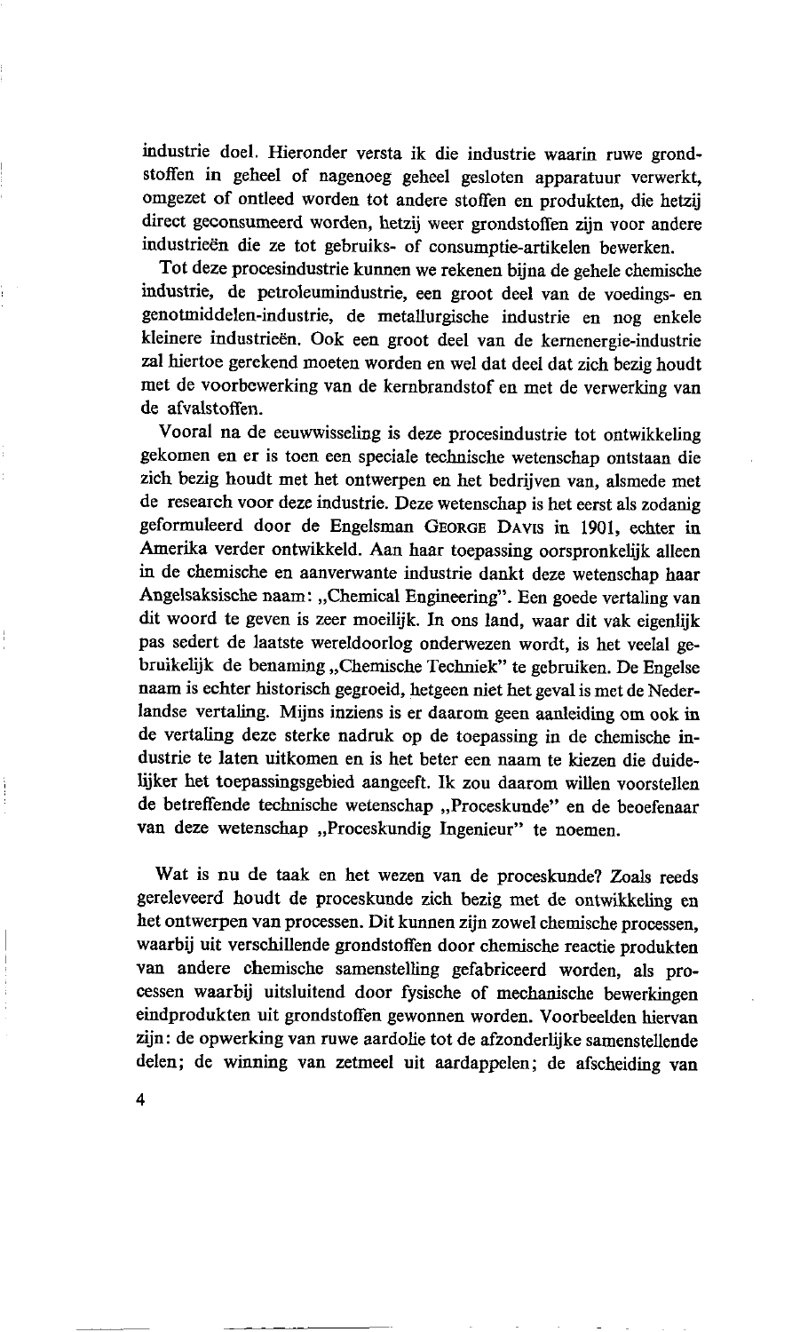industrie doel. Hieronder versta ik die industrie waarin ruwe grondstoffen in geheel of nagenoeg geheel gesloten apparatuur verwerkt, omgezet of ontleed worden tot andere stoffen en produkten, die hetzij direct geconsumeerd worden, hetzij weer grondstoffen zijn voor andere industrieën die ze tot gebruiks- of consumptie-artikelen bewerken.

Tot deze procesindustrie kunnen we rekenen bijna de gehele chemische industrie, de petroleumindustrie, een groot deel van de voedings- en genotmiddelen-industrie, de metallurgische industrie en nog enkele kleinere industrieën. Ook een groot deel van de kernenergie-industrie zal hiertoe gerekend moeten worden en wel dat deel dat zich bezig houdt met de voorbewerking van de kernbrandstof en met de verwerking van de afvalstoffen.

Vooral na de eeuwwisseling is deze procesindustrie tot ontwikkeling gekomen en er is toen een speciale technische wetenschap ontstaan die zich bezig houdt met het ontwerpen en het bedrijven van, alsmede met de research voor deze industrie. Deze wetenschap is het eerst als zodanig geformuleerd door de Engelsman George Davis in 1901, echter in Amerika verder ontwikkeld. Aan haar toepassing oorspronkelijk alleen in de chemische en aanverwante industrie dankt deze wetenschap haar Angelsaksische naam: „Chemical Engineering". Een goede vertaling van dit woord te geven is zeer moeilijk. In ons land, waar dit vak eigenlijk pas sedert de laatste wereldoorlog onderwezen wordt, is het veelal gebruikelijk de benaming „Chemische Techniek" te gebruiken. De Engelse naam is echter historisch gegroeid, hetgeen niet het geval is met de Nederlandse vertaling. Mijns inziens is er daarom geen aanleiding om ook in de vertaling deze sterke nadruk op de toepassing in de chemische industrie te laten uitkomen en is het beter een naam te kiezen die duidelijker het toepassingsgebied aangeeft. Ik zou daarom willen voorstellen de betreffende technische wetenschap „Proceskunde" en de beoefenaar van deze wetenschap „Proceskundig Ingenieur" te noemen.

Wat is nu de taak en het wezen van de proceskunde? Zoals reeds gereleveerd houdt de proceskunde zich bezig met de ontwikkeling en het ontwerpen van processen. Dit kunnen zijn zowel chemische processen, waarbij uit verschillende grondstoffen door chemische reactie produkten van andere chemische samenstelling gefabriceerd worden, als processen waarbij uitsluitend door fysische of mechanische bewerkingen eindprodukten uit grondstoffen gewonnen worden. Voorbeelden hiervan zijn: de opwerking van ruwe aardolie tot de afzonderlijke samenstellende delen; de winning van zetmeel uit aardappelen; de afscheiding van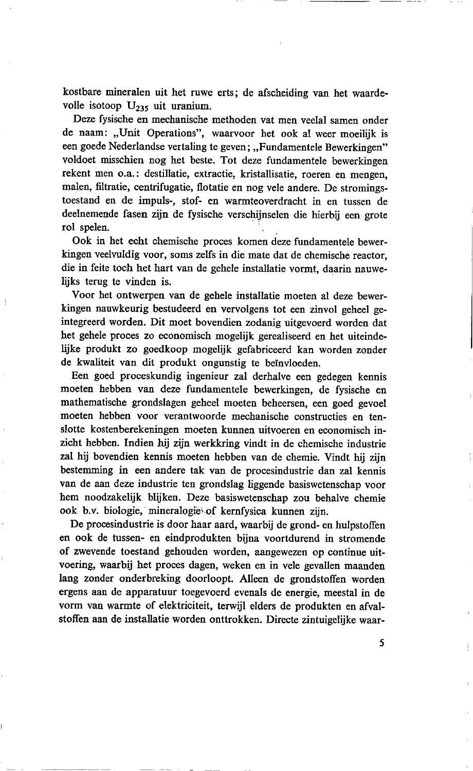kostbare mineralen uit het ruwe erts; de afscheiding van het waardevolle isotoop $U_{235}$ uit uranium.

Deze fysische en mechanische methoden vat men veelal samen onder de naam: „Unit Operations", waarvoor het ook al weer moeilijk is een goede Nederlandse vertaling te geven; „Fundamentele Bewerkingen" voldoet misschien nog het beste. Tot deze fundamentele bewerkingen rekent men o.a.: destillatie, extractie, kristallisatie, roeren en mengen, malen, filtratie, centrifugatie, flotatie en nog vele andere. De stromingstoestand en de impuls-, stof- en warmteoverdracht in en tussen de deelnemende fasen zijn de fysische verschijnselen die hierbij een grote rol spelen.

Ook in het echt chemische proces komen deze fundamentele bewerkingen veelvuldig voor, soms zelfs in die mate dat de chemische reactor, die in feite toch het hart van de gehele installatie vormt, daarin nauwelijks terug te vinden is.

Voor het ontwerpen van de gehele installatie moeten al deze bewerkingen nauwkeurig bestudeerd en vervolgens tot een zinvol geheel geïntegreerd worden. Dit moet bovendien zodanig uitgevoerd worden dat het gehele proces zo economisch mogelijk gerealiseerd en het uiteindelijke produkt zo goedkoop mogelijk gefabriceerd kan worden zonder de kwaliteit van dit produkt ongunstig te beïnvloeden.

Een goed proceskundig ingenieur zal derhalve een gedegen kennis moeten hebben van deze fundamentele bewerkingen, de fysische en mathematische grondslagen geheel moeten beheersen, een goed gevoel moeten hebben voor verantwoorde mechanische constructies en tenslotte kostenberekeningen moeten kunnen uitvoeren en economisch inzicht hebben. Indien hij zijn werkkring vindt in de chemische industrie zal hij bovendien kennis moeten hebben van de chemie. Vindt hij zijn bestemming in een andere tak van de procesindustrie dan zal kennis van de aan deze industrie ten grondslag liggende basiswetenschap voor hem noodzakelijk blijken. Deze basiswetenschap zou behalve chemie ook b.v. biologie, mineralogie of kernfysica kunnen zijn.

De procesindustrie is door haar aard, waarbij de grond- en hulpstoffen en ook de tussen- en eindprodukten bijna voortdurend in stromende of zwevende toestand gehouden worden, aangewezen op continue uitvoering, waarbij het proces dagen, weken en in vele gevallen maanden lang zonder onderbreking doorloopt. Alleen de grondstoffen worden ergens aan de apparatuur toegevoerd evenals de energie, meestal in de vorm van warmte of elektriciteit, terwijl elders de produkten en afvalstoffen aan de installatie worden onttrokken. Directe zintuigelijke waar-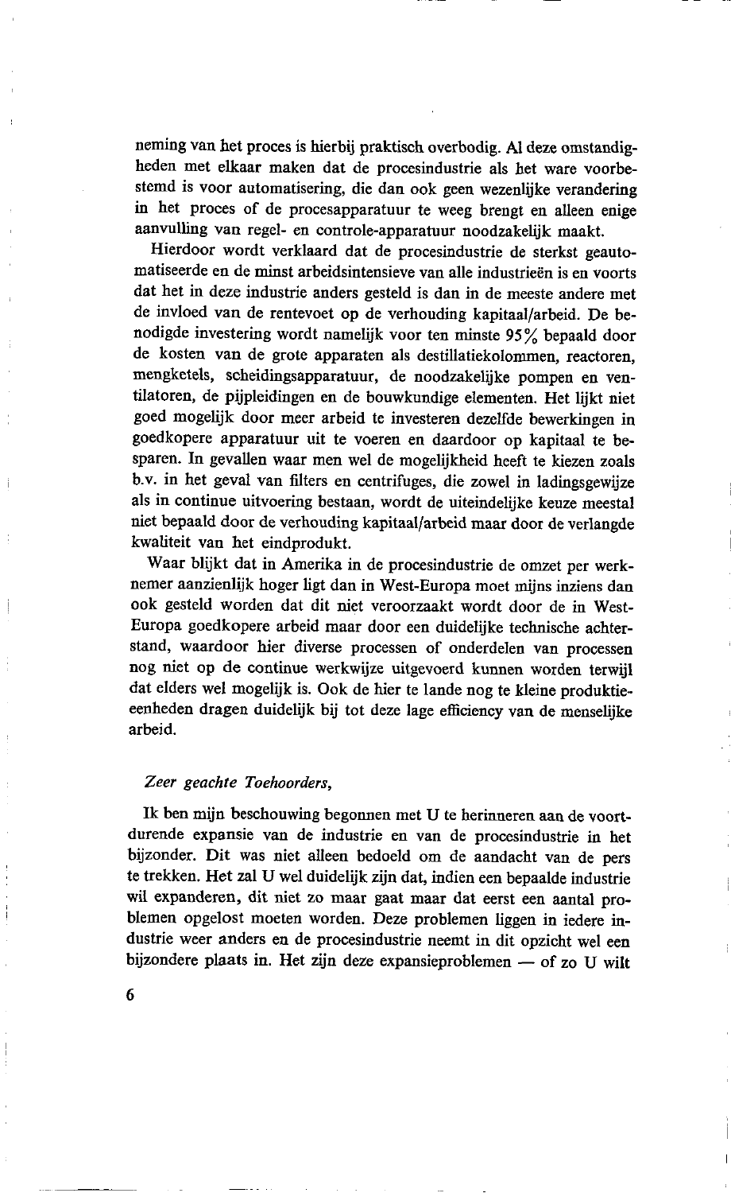neming van het proces is hierbij praktisch overbodig. Al deze omstandigheden met elkaar maken dat de procesindustrie als het ware voorbestemd is voor automatisering, die dan ook geen wezenlijke verandering in het proces of de procesapparatuur te weeg brengt en alleen enige aanvulling van regel- en controle-apparatuur noodzakelijk maakt.

Hierdoor wordt verklaard dat de procesindustrie de sterkst geautomatiseerde en de minst arbeidsintensieve van alle industrieën is en voorts dat het in deze industrie anders gesteld is dan in de meeste andere met de invloed van de rentevoet op de verhouding kapitaal/arbeid. De benodigde investering wordt namelijk voor ten minste 95% bepaald door de kosten van de grote apparaten als destillatiekolommen, reactoren, mengketels, scheidingsapparatuur, de noodzakelijke pompen en ventilatoren, de pijpleidingen en de bouwkundige elementen. Het lijkt niet goed mogelijk door meer arbeid te investeren dezelfde bewerkingen in goedkopere apparatuur uit te voeren en daardoor op kapitaal te besparen. In gevallen waar men wel de mogelijkheid heeft te kiezen zoals b.v. in het geval van filters en centrifuges, die zowel in ladingsgewijze als in continue uitvoering bestaan, wordt de uiteindelijke keuze meestal niet bepaald door de verhouding kapitaal/arbeid maar door de verlangde kwaliteit van het eindprodukt.

Waar blijkt dat in Amerika in de procesindustrie de omzet per werknemer aanzienlijk hoger ligt dan in West-Europa moet mijns inziens dan ook gesteld worden dat dit niet veroorzaakt wordt door de in West-Europa goedkopere arbeid maar door een duidelijke technische achterstand, waardoor hier diverse processen of onderdelen van processen nog niet op de continue werkwijze uitgevoerd kunnen worden terwijl dat elders wel mogelijk is. Ook de hier te lande nog te kleine produktie-eenheden dragen duidelijk bij tot deze lage efficiency van de menselijke arbeid.

*Zeer geachte Toehoorders,*

Ik ben mijn beschouwing begonnen met U te herinneren aan de voortdurende expansie van de industrie en van de procesindustrie in het bijzonder. Dit was niet alleen bedoeld om de aandacht van de pers te trekken. Het zal U wel duidelijk zijn dat, indien een bepaalde industrie wil expanderen, dit niet zo maar gaat maar dat eerst een aantal problemen opgelost moeten worden. Deze problemen liggen in iedere industrie weer anders en de procesindustrie neemt in dit opzicht wel een bijzondere plaats in. Het zijn deze expansieproblemen — of zo U wilt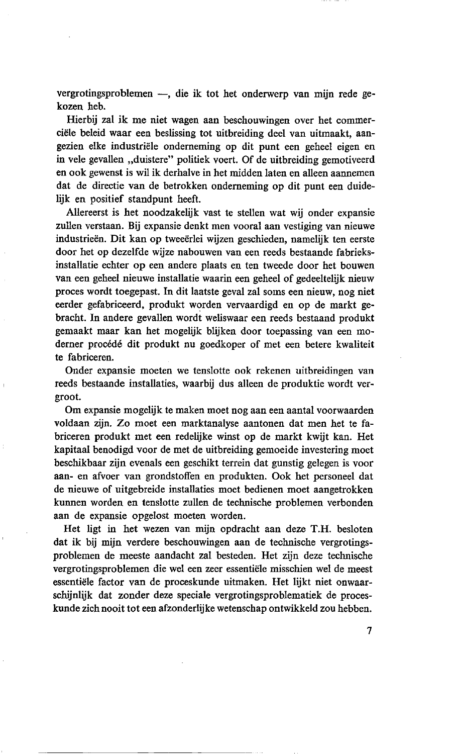vergrotingsproblemen —, die ik tot het onderwerp van mijn rede gekozen heb.

Hierbij zal ik me niet wagen aan beschouwingen over het commerciële beleid waar een beslissing tot uitbreiding deel van uitmaakt, aangezien elke industriële onderneming op dit punt een geheel eigen en in vele gevallen „duistere" politiek voert. Of de uitbreiding gemotiveerd en ook gewenst is wil ik derhalve in het midden laten en alleen aannemen dat de directie van de betrokken onderneming op dit punt een duidelijk en positief standpunt heeft.

Allereerst is het noodzakelijk vast te stellen wat wij onder expansie zullen verstaan. Bij expansie denkt men vooral aan vestiging van nieuwe industrieën. Dit kan op tweeërlei wijzen geschieden, namelijk ten eerste door het op dezelfde wijze nabouwen van een reeds bestaande fabrieksinstallatie echter op een andere plaats en ten tweede door het bouwen van een geheel nieuwe installatie waarin een geheel of gedeeltelijk nieuw proces wordt toegepast. In dit laatste geval zal soms een nieuw, nog niet eerder gefabriceerd, produkt worden vervaardigd en op de markt gebracht. In andere gevallen wordt weliswaar een reeds bestaand produkt gemaakt maar kan het mogelijk blijken door toepassing van een moderner procédé dit produkt nu goedkoper of met een betere kwaliteit te fabriceren.

Onder expansie moeten we tenslotte ook rekenen uitbreidingen van reeds bestaande installaties, waarbij dus alleen de produktie wordt vergroot.

Om expansie mogelijk te maken moet nog aan een aantal voorwaarden voldaan zijn. Zo moet een marktanalyse aantonen dat men het te fabriceren produkt met een redelijke winst op de markt kwijt kan. Het kapitaal benodigd voor de met de uitbreiding gemoeide investering moet beschikbaar zijn evenals een geschikt terrein dat gunstig gelegen is voor aan- en afvoer van grondstoffen en produkten. Ook het personeel dat de nieuwe of uitgebreide installaties moet bedienen moet aangetrokken kunnen worden en tenslotte zullen de technische problemen verbonden aan de expansie opgelost moeten worden.

Het ligt in het wezen van mijn opdracht aan deze T.H. besloten dat ik bij mijn verdere beschouwingen aan de technische vergrotingsproblemen de meeste aandacht zal besteden. Het zijn deze technische vergrotingsproblemen die wel een zeer essentiële misschien wel de meest essentiële factor van de proceskunde uitmaken. Het lijkt niet onwaarschijnlijk dat zonder deze speciale vergrotingsproblematiek de proceskunde zich nooit tot een afzonderlijke wetenschap ontwikkeld zou hebben.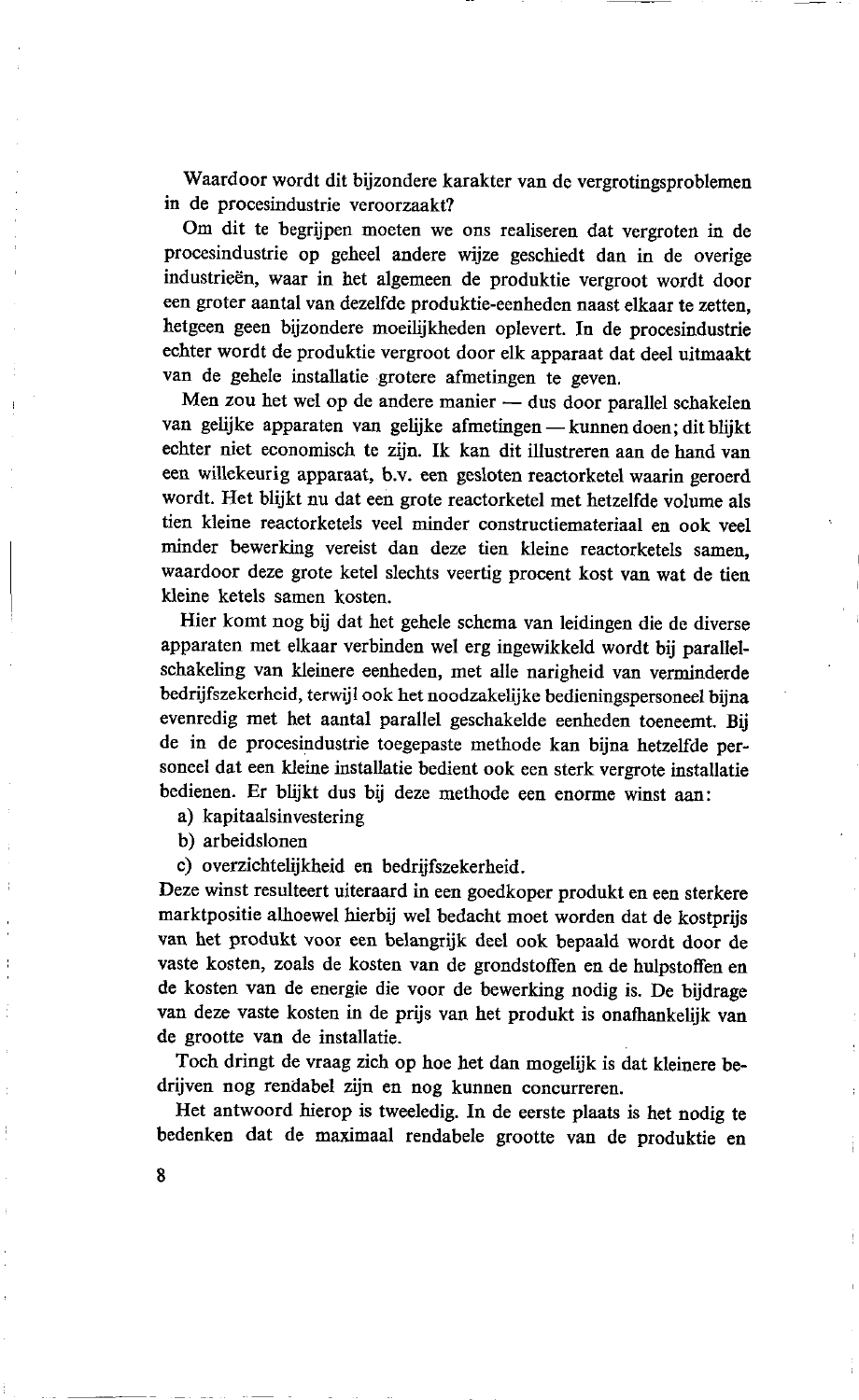Waardoor wordt dit bijzondere karakter van de vergrotingsproblemen in de procesindustrie veroorzaakt?

Om dit te begrijpen moeten we ons realiseren dat vergroten in de procesindustrie op geheel andere wijze geschiedt dan in de overige industrieën, waar in het algemeen de produktie vergroot wordt door een groter aantal van dezelfde produktie-eenheden naast elkaar te zetten, hetgeen geen bijzondere moeilijkheden oplevert. In de procesindustrie echter wordt de produktie vergroot door elk apparaat dat deel uitmaakt van de gehele installatie grotere afmetingen te geven.

Men zou het wel op de andere manier — dus door parallel schakelen van gelijke apparaten van gelijke afmetingen — kunnen doen; dit blijkt echter niet economisch te zijn. Ik kan dit illustreren aan de hand van een willekeurig apparaat, b.v. een gesloten reactorketel waarin geroerd wordt. Het blijkt nu dat een grote reactorketel met hetzelfde volume als tien kleine reactorketels veel minder constructiemateriaal en ook veel minder bewerking vereist dan deze tien kleine reactorketels samen, waardoor deze grote ketel slechts veertig procent kost van wat de tien kleine ketels samen kosten.

Hier komt nog bij dat het gehele schema van leidingen die de diverse apparaten met elkaar verbinden wel erg ingewikkeld wordt bij parallelschakeling van kleinere eenheden, met alle narigheid van verminderde bedrijfszekerheid, terwijl ook het noodzakelijke bedieningspersoneel bijna evenredig met het aantal parallel geschakelde eenheden toeneemt. Bij de in de procesindustrie toegepaste methode kan bijna hetzelfde personeel dat een kleine installatie bedient ook een sterk vergrote installatie bedienen. Er blijkt dus bij deze methode een enorme winst aan:

a) kapitaalsinvestering
b) arbeidslonen
c) overzichtelijkheid en bedrijfszekerheid.

Deze winst resulteert uiteraard in een goedkoper produkt en een sterkere marktpositie alhoewel hierbij wel bedacht moet worden dat de kostprijs van het produkt voor een belangrijk deel ook bepaald wordt door de vaste kosten, zoals de kosten van de grondstoffen en de hulpstoffen en de kosten van de energie die voor de bewerking nodig is. De bijdrage van deze vaste kosten in de prijs van het produkt is onafhankelijk van de grootte van de installatie.

Toch dringt de vraag zich op hoe het dan mogelijk is dat kleinere bedrijven nog rendabel zijn en nog kunnen concurreren.

Het antwoord hierop is tweeledig. In de eerste plaats is het nodig te bedenken dat de maximaal rendabele grootte van de produktie en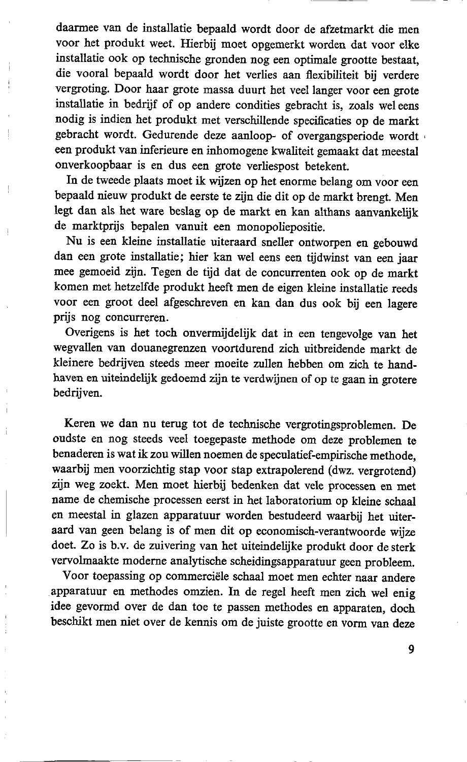daarmee van de installatie bepaald wordt door de afzetmarkt die men voor het produkt weet. Hierbij moet opgemerkt worden dat voor elke installatie ook op technische gronden nog een optimale grootte bestaat, die vooral bepaald wordt door het verlies aan flexibiliteit bij verdere vergroting. Door haar grote massa duurt het veel langer voor een grote installatie in bedrijf of op andere condities gebracht is, zoals wel eens nodig is indien het produkt met verschillende specificaties op de markt gebracht wordt. Gedurende deze aanloop- of overgangsperiode wordt een produkt van inferieure en inhomogene kwaliteit gemaakt dat meestal onverkoopbaar is en dus een grote verliespost betekent.

In de tweede plaats moet ik wijzen op het enorme belang om voor een bepaald nieuw produkt de eerste te zijn die dit op de markt brengt. Men legt dan als het ware beslag op de markt en kan althans aanvankelijk de marktprijs bepalen vanuit een monopoliepositie.

Nu is een kleine installatie uiteraard sneller ontworpen en gebouwd dan een grote installatie; hier kan wel eens een tijdwinst van een jaar mee gemoeid zijn. Tegen de tijd dat de concurrenten ook op de markt komen met hetzelfde produkt heeft men de eigen kleine installatie reeds voor een groot deel afgeschreven en kan dan dus ook bij een lagere prijs nog concurreren.

Overigens is het toch onvermijdelijk dat in een tengevolge van het wegvallen van douanegrenzen voortdurend zich uitbreidende markt de kleinere bedrijven steeds meer moeite zullen hebben om zich te handhaven en uiteindelijk gedoemd zijn te verdwijnen of op te gaan in grotere bedrijven.

Keren we dan nu terug tot de technische vergrotingsproblemen. De oudste en nog steeds veel toegepaste methode om deze problemen te benaderen is wat ik zou willen noemen de speculatief-empirische methode, waarbij men voorzichtig stap voor stap extrapolerend (dwz. vergrotend) zijn weg zoekt. Men moet hierbij bedenken dat vele processen en met name de chemische processen eerst in het laboratorium op kleine schaal en meestal in glazen apparatuur worden bestudeerd waarbij het uiteraard van geen belang is of men dit op economisch-verantwoorde wijze doet. Zo is b.v. de zuivering van het uiteindelijke produkt door de sterk vervolmaakte moderne analytische scheidingsapparatuur geen probleem.

Voor toepassing op commerciële schaal moet men echter naar andere apparatuur en methodes omzien. In de regel heeft men zich wel enig idee gevormd over de dan toe te passen methodes en apparaten, doch beschikt men niet over de kennis om de juiste grootte en vorm van deze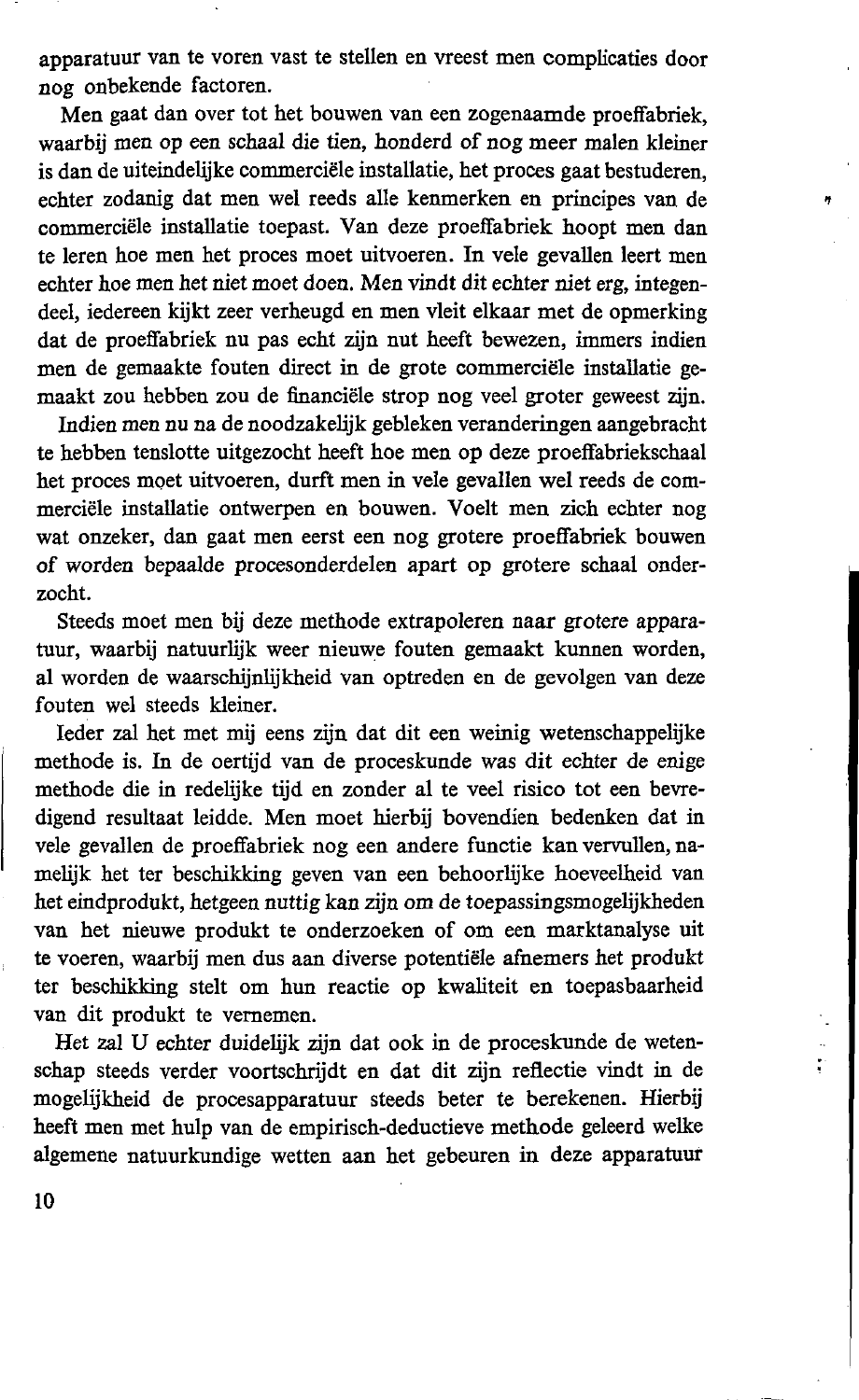apparatuur van te voren vast te stellen en vreest men complicaties door nog onbekende factoren.

Men gaat dan over tot het bouwen van een zogenaamde proeffabriek, waarbij men op een schaal die tien, honderd of nog meer malen kleiner is dan de uiteindelijke commerciële installatie, het proces gaat bestuderen, echter zodanig dat men wel reeds alle kenmerken en principes van de commerciële installatie toepast. Van deze proeffabriek hoopt men dan te leren hoe men het proces moet uitvoeren. In vele gevallen leert men echter hoe men het niet moet doen. Men vindt dit echter niet erg, integendeel, iedereen kijkt zeer verheugd en men vleit elkaar met de opmerking dat de proeffabriek nu pas echt zijn nut heeft bewezen, immers indien men de gemaakte fouten direct in de grote commerciële installatie gemaakt zou hebben zou de financiële strop nog veel groter geweest zijn.

Indien men nu na de noodzakelijk gebleken veranderingen aangebracht te hebben tenslotte uitgezocht heeft hoe men op deze proeffabriekschaal het proces moet uitvoeren, durft men in vele gevallen wel reeds de commerciële installatie ontwerpen en bouwen. Voelt men zich echter nog wat onzeker, dan gaat men eerst een nog grotere proeffabriek bouwen of worden bepaalde procesonderdelen apart op grotere schaal onderzocht.

Steeds moet men bij deze methode extrapoleren naar grotere apparatuur, waarbij natuurlijk weer nieuwe fouten gemaakt kunnen worden, al worden de waarschijnlijkheid van optreden en de gevolgen van deze fouten wel steeds kleiner.

Ieder zal het met mij eens zijn dat dit een weinig wetenschappelijke methode is. In de oertijd van de proceskunde was dit echter de enige methode die in redelijke tijd en zonder al te veel risico tot een bevredigend resultaat leidde. Men moet hierbij bovendien bedenken dat in vele gevallen de proeffabriek nog een andere functie kan vervullen, namelijk het ter beschikking geven van een behoorlijke hoeveelheid van het eindprodukt, hetgeen nuttig kan zijn om de toepassingsmogelijkheden van het nieuwe produkt te onderzoeken of om een marktanalyse uit te voeren, waarbij men dus aan diverse potentiële afnemers het produkt ter beschikking stelt om hun reactie op kwaliteit en toepasbaarheid van dit produkt te vernemen.

Het zal U echter duidelijk zijn dat ook in de proceskunde de wetenschap steeds verder voortschrijdt en dat dit zijn reflectie vindt in de mogelijkheid de procesapparatuur steeds beter te berekenen. Hierbij heeft men met hulp van de empirisch-deductieve methode geleerd welke algemene natuurkundige wetten aan het gebeuren in deze apparatuur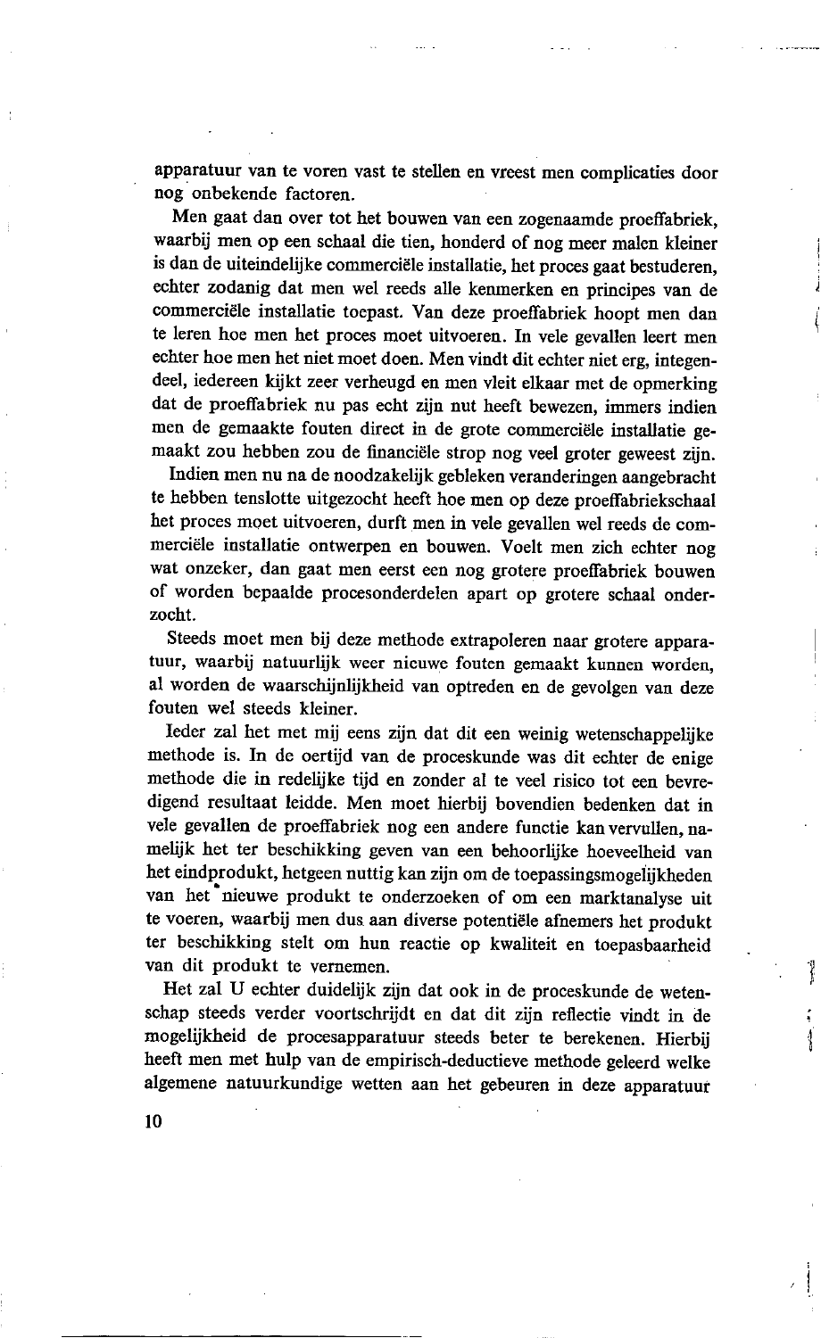apparatuur van te voren vast te stellen en vreest men complicaties door nog onbekende factoren.

Men gaat dan over tot het bouwen van een zogenaamde proeffabriek, waarbij men op een schaal die tien, honderd of nog meer malen kleiner is dan de uiteindelijke commerciële installatie, het proces gaat bestuderen, echter zodanig dat men wel reeds alle kenmerken en principes van de commerciële installatie toepast. Van deze proeffabriek hoopt men dan te leren hoe men het proces moet uitvoeren. In vele gevallen leert men echter hoe men het niet moet doen. Men vindt dit echter niet erg, integendeel, iedereen kijkt zeer verheugd en men vleit elkaar met de opmerking dat de proeffabriek nu pas echt zijn nut heeft bewezen, immers indien men de gemaakte fouten direct in de grote commerciële installatie gemaakt zou hebben zou de financiële strop nog veel groter geweest zijn.

Indien men nu na de noodzakelijk gebleken veranderingen aangebracht te hebben tenslotte uitgezocht heeft hoe men op deze proeffabriekschaal het proces moet uitvoeren, durft men in vele gevallen wel reeds de commerciële installatie ontwerpen en bouwen. Voelt men zich echter nog wat onzeker, dan gaat men eerst een nog grotere proeffabriek bouwen of worden bepaalde procesonderdelen apart op grotere schaal onderzocht.

Steeds moet men bij deze methode extrapoleren naar grotere apparatuur, waarbij natuurlijk weer nieuwe fouten gemaakt kunnen worden, al worden de waarschijnlijkheid van optreden en de gevolgen van deze fouten wel steeds kleiner.

Ieder zal het met mij eens zijn dat dit een weinig wetenschappelijke methode is. In de oertijd van de proceskunde was dit echter de enige methode die in redelijke tijd en zonder al te veel risico tot een bevredigend resultaat leidde. Men moet hierbij bovendien bedenken dat in vele gevallen de proeffabriek nog een andere functie kan vervullen, namelijk het ter beschikking geven van een behoorlijke hoeveelheid van het eindprodukt, hetgeen nuttig kan zijn om de toepassingsmogelijkheden van het nieuwe produkt te onderzoeken of om een marktanalyse uit te voeren, waarbij men dus aan diverse potentiële afnemers het produkt ter beschikking stelt om hun reactie op kwaliteit en toepasbaarheid van dit produkt te vernemen.

Het zal U echter duidelijk zijn dat ook in de proceskunde de wetenschap steeds verder voortschrijdt en dat dit zijn reflectie vindt in de mogelijkheid de procesapparatuur steeds beter te berekenen. Hierbij heeft men met hulp van de empirisch-deductieve methode geleerd welke algemene natuurkundige wetten aan het gebeuren in deze apparatuur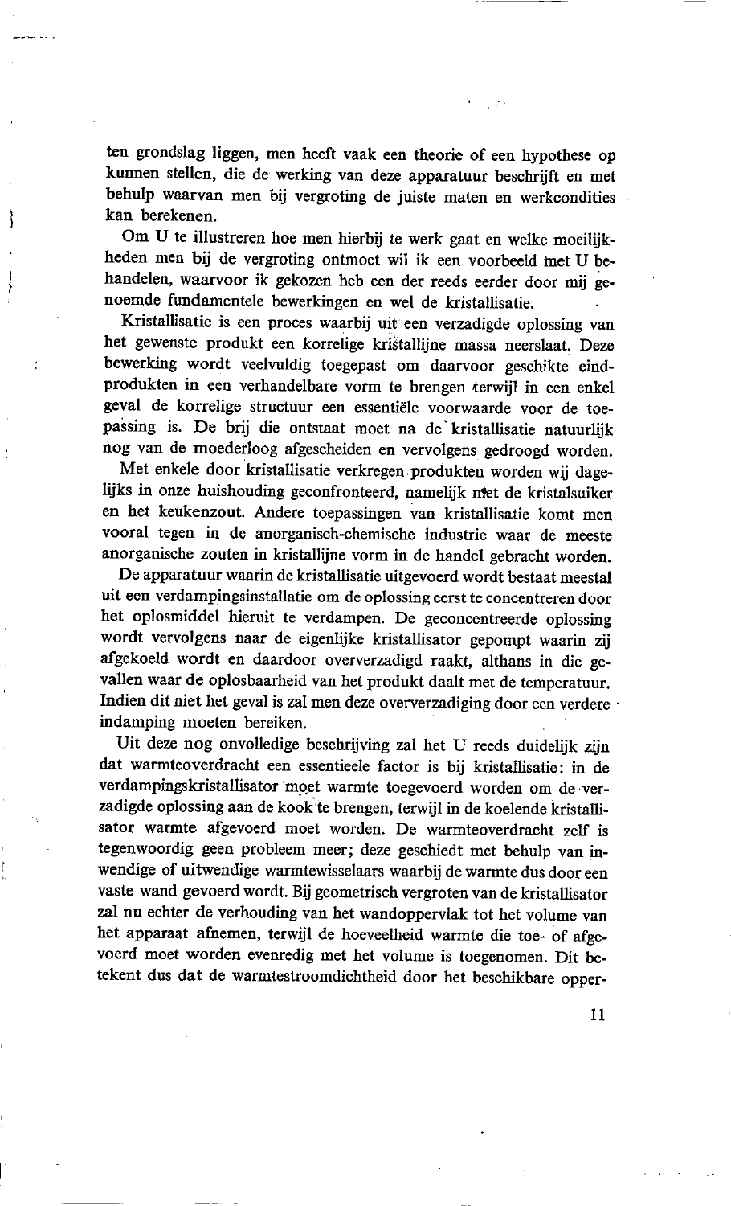ten grondslag liggen, men heeft vaak een theorie of een hypothese op kunnen stellen, die de werking van deze apparatuur beschrijft en met behulp waarvan men bij vergroting de juiste maten en werkcondities kan berekenen.

Om U te illustreren hoe men hierbij te werk gaat en welke moeilijkheden men bij de vergroting ontmoet wil ik een voorbeeld met U behandelen, waarvoor ik gekozen heb een der reeds eerder door mij genoemde fundamentele bewerkingen en wel de kristallisatie.

Kristallisatie is een proces waarbij uit een verzadigde oplossing van het gewenste produkt een korrelige kristallijne massa neerslaat. Deze bewerking wordt veelvuldig toegepast om daarvoor geschikte eindprodukten in een verhandelbare vorm te brengen terwijl in een enkel geval de korrelige structuur een essentiële voorwaarde voor de toepassing is. De brij die ontstaat moet na de kristallisatie natuurlijk nog van de moederloog afgescheiden en vervolgens gedroogd worden.

Met enkele door kristallisatie verkregen produkten worden wij dagelijks in onze huishouding geconfronteerd, namelijk met de kristalsuiker en het keukenzout. Andere toepassingen van kristallisatie komt men vooral tegen in de anorganisch-chemische industrie waar de meeste anorganische zouten in kristallijne vorm in de handel gebracht worden.

De apparatuur waarin de kristallisatie uitgevoerd wordt bestaat meestal uit een verdampingsinstallatie om de oplossing eerst te concentreren door het oplosmiddel hieruit te verdampen. De geconcentreerde oplossing wordt vervolgens naar de eigenlijke kristallisator gepompt waarin zij afgekoeld wordt en daardoor oververzadigd raakt, althans in die gevallen waar de oplosbaarheid van het produkt daalt met de temperatuur. Indien dit niet het geval is zal men deze oververzadiging door een verdere indamping moeten bereiken.

Uit deze nog onvolledige beschrijving zal het U reeds duidelijk zijn dat warmteoverdracht een essentieele factor is bij kristallisatie: in de verdampingskristallisator moet warmte toegevoerd worden om de verzadigde oplossing aan de kook te brengen, terwijl in de koelende kristallisator warmte afgevoerd moet worden. De warmteoverdracht zelf is tegenwoordig geen probleem meer; deze geschiedt met behulp van inwendige of uitwendige warmtewisselaars waarbij de warmte dus door een vaste wand gevoerd wordt. Bij geometrisch vergroten van de kristallisator zal nu echter de verhouding van het wandoppervlak tot het volume van het apparaat afnemen, terwijl de hoeveelheid warmte die toe- of afgevoerd moet worden evenredig met het volume is toegenomen. Dit betekent dus dat de warmtestroomdichtheid door het beschikbare opper-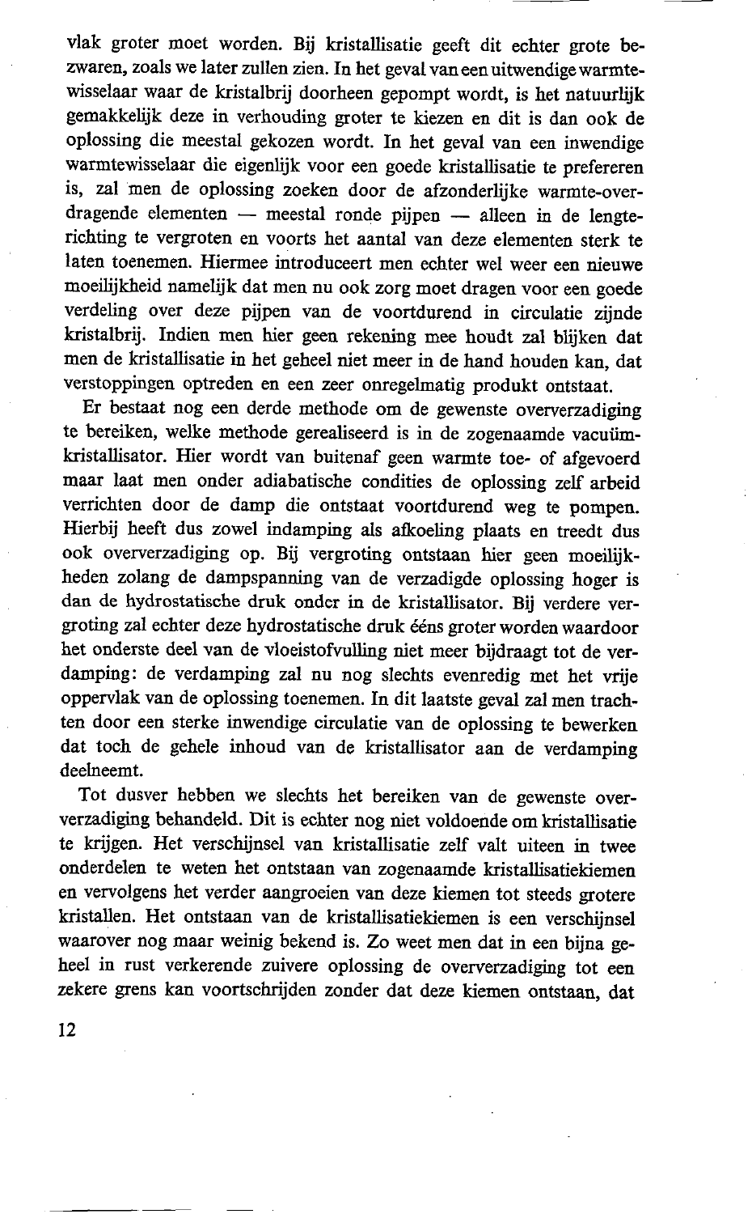vlak groter moet worden. Bij kristallisatie geeft dit echter grote bezwaren, zoals we later zullen zien. In het geval van een uitwendige warmtewisselaar waar de kristalbrij doorheen gepompt wordt, is het natuurlijk gemakkelijk deze in verhouding groter te kiezen en dit is dan ook de oplossing die meestal gekozen wordt. In het geval van een inwendige warmtewisselaar die eigenlijk voor een goede kristallisatie te prefereren is, zal men de oplossing zoeken door de afzonderlijke warmte-overdragende elementen — meestal ronde pijpen — alleen in de lengterichting te vergroten en voorts het aantal van deze elementen sterk te laten toenemen. Hiermee introduceert men echter wel weer een nieuwe moeilijkheid namelijk dat men nu ook zorg moet dragen voor een goede verdeling over deze pijpen van de voortdurend in circulatie zijnde kristalbrij. Indien men hier geen rekening mee houdt zal blijken dat men de kristallisatie in het geheel niet meer in de hand houden kan, dat verstoppingen optreden en een zeer onregelmatig produkt ontstaat.

Er bestaat nog een derde methode om de gewenste oververzadiging te bereiken, welke methode gerealiseerd is in de zogenaamde vacuümkristallisator. Hier wordt van buitenaf geen warmte toe- of afgevoerd maar laat men onder adiabatische condities de oplossing zelf arbeid verrichten door de damp die ontstaat voortdurend weg te pompen. Hierbij heeft dus zowel indamping als afkoeling plaats en treedt dus ook oververzadiging op. Bij vergroting ontstaan hier geen moeilijkheden zolang de dampspanning van de verzadigde oplossing hoger is dan de hydrostatische druk onder in de kristallisator. Bij verdere vergroting zal echter deze hydrostatische druk ééns groter worden waardoor het onderste deel van de vloeistofvulling niet meer bijdraagt tot de verdamping: de verdamping zal nu nog slechts evenredig met het vrije oppervlak van de oplossing toenemen. In dit laatste geval zal men trachten door een sterke inwendige circulatie van de oplossing te bewerken dat toch de gehele inhoud van de kristallisator aan de verdamping deelneemt.

Tot dusver hebben we slechts het bereiken van de gewenste oververzadiging behandeld. Dit is echter nog niet voldoende om kristallisatie te krijgen. Het verschijnsel van kristallisatie zelf valt uiteen in twee onderdelen te weten het ontstaan van zogenaamde kristallisatiekiemen en vervolgens het verder aangroeien van deze kiemen tot steeds grotere kristallen. Het ontstaan van de kristallisatiekiemen is een verschijnsel waarover nog maar weinig bekend is. Zo weet men dat in een bijna geheel in rust verkerende zuivere oplossing de oververzadiging tot een zekere grens kan voortschrijden zonder dat deze kiemen ontstaan, dat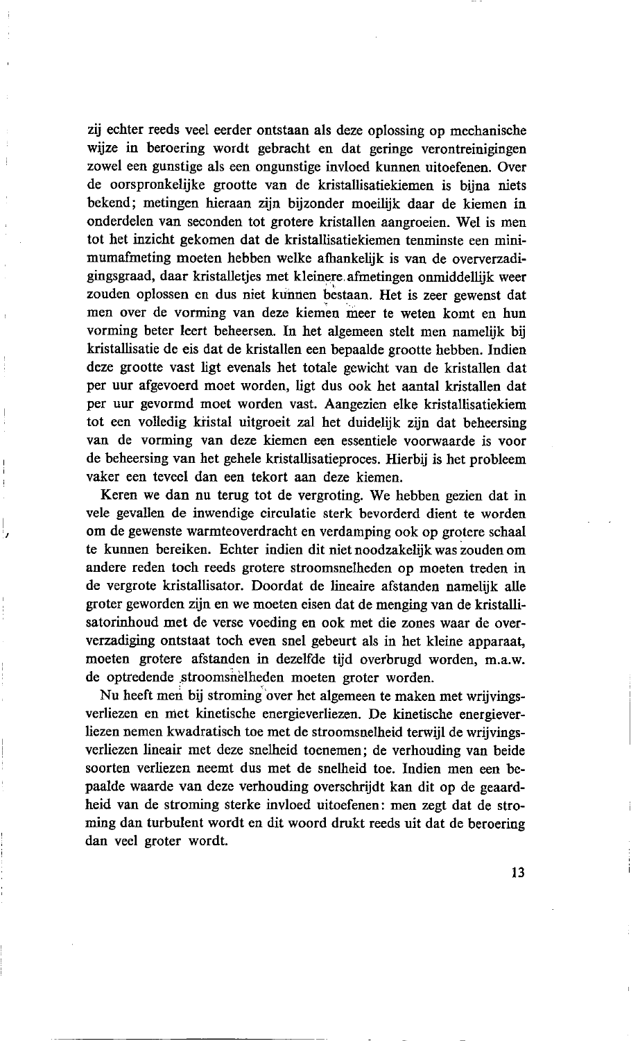zij echter reeds veel eerder ontstaan als deze oplossing op mechanische wijze in beroering wordt gebracht en dat geringe verontreinigingen zowel een gunstige als een ongunstige invloed kunnen uitoefenen. Over de oorspronkelijke grootte van de kristallisatiekiemen is bijna niets bekend; metingen hieraan zijn bijzonder moeilijk daar de kiemen in onderdelen van seconden tot grotere kristallen aangroeien. Wel is men tot het inzicht gekomen dat de kristallisatiekiemen tenminste een minimumafmeting moeten hebben welke afhankelijk is van de oververzadigingsgraad, daar kristalletjes met kleinere afmetingen onmiddellijk weer zouden oplossen en dus niet kunnen bestaan. Het is zeer gewenst dat men over de vorming van deze kiemen meer te weten komt en hun vorming beter leert beheersen. In het algemeen stelt men namelijk bij kristallisatie de eis dat de kristallen een bepaalde grootte hebben. Indien deze grootte vast ligt evenals het totale gewicht van de kristallen dat per uur afgevoerd moet worden, ligt dus ook het aantal kristallen dat per uur gevormd moet worden vast. Aangezien elke kristallisatiekiem tot een volledig kristal uitgroeit zal het duidelijk zijn dat beheersing van de vorming van deze kiemen een essentiele voorwaarde is voor de beheersing van het gehele kristallisatieproces. Hierbij is het probleem vaker een teveel dan een tekort aan deze kiemen.

Keren we dan nu terug tot de vergroting. We hebben gezien dat in vele gevallen de inwendige circulatie sterk bevorderd dient te worden om de gewenste warmteoverdracht en verdamping ook op grotere schaal te kunnen bereiken. Echter indien dit niet noodzakelijk was zouden om andere reden toch reeds grotere stroomsnelheden op moeten treden in de vergrote kristallisator. Doordat de lineaire afstanden namelijk alle groter geworden zijn en we moeten eisen dat de menging van de kristallisatorinhoud met de verse voeding en ook met die zones waar de oververzadiging ontstaat toch even snel gebeurt als in het kleine apparaat, moeten grotere afstanden in dezelfde tijd overbrugd worden, m.a.w. de optredende stroomsnelheden moeten groter worden.

Nu heeft men bij stroming over het algemeen te maken met wrijvingsverliezen en met kinetische energieverliezen. De kinetische energieverliezen nemen kwadratisch toe met de stroomsnelheid terwijl de wrijvingsverliezen lineair met deze snelheid toenemen; de verhouding van beide soorten verliezen neemt dus met de snelheid toe. Indien men een bepaalde waarde van deze verhouding overschrijdt kan dit op de geaardheid van de stroming sterke invloed uitoefenen: men zegt dat de stroming dan turbulent wordt en dit woord drukt reeds uit dat de beroering dan veel groter wordt.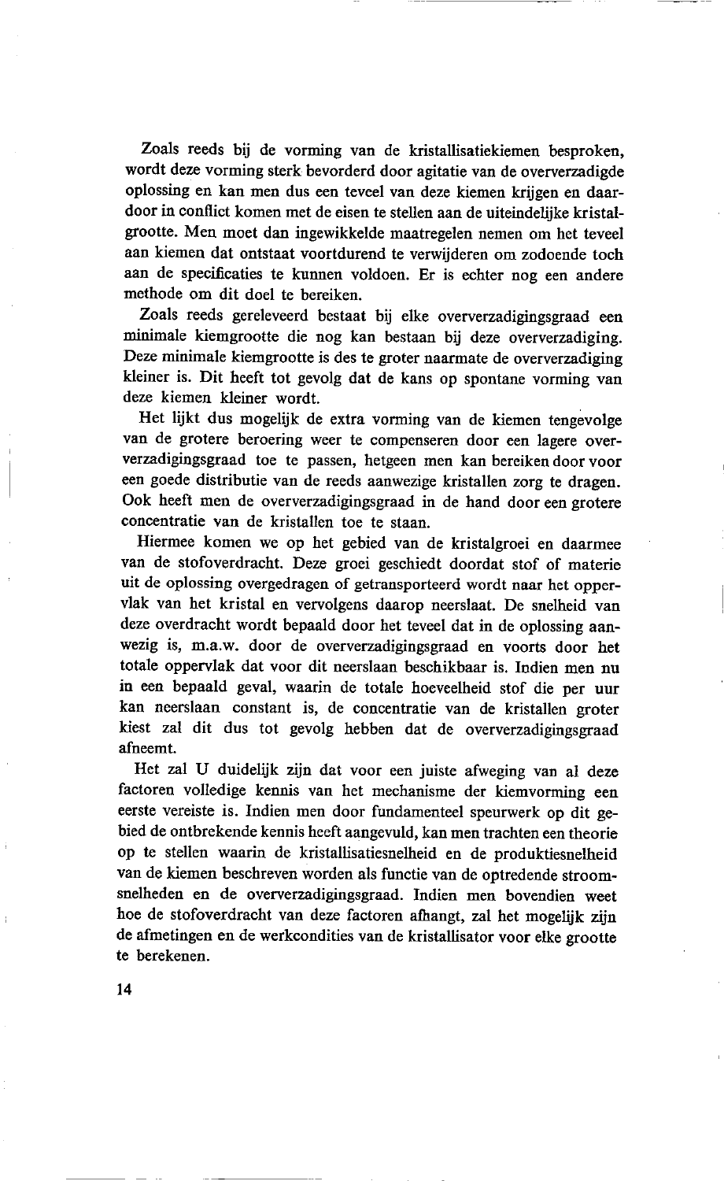Zoals reeds bij de vorming van de kristallisatiekiemen besproken, wordt deze vorming sterk bevorderd door agitatie van de oververzadigde oplossing en kan men dus een teveel van deze kiemen krijgen en daardoor in conflict komen met de eisen te stellen aan de uiteindelijke kristalgrootte. Men moet dan ingewikkelde maatregelen nemen om het teveel aan kiemen dat ontstaat voortdurend te verwijderen om zodoende toch aan de specificaties te kunnen voldoen. Er is echter nog een andere methode om dit doel te bereiken.

Zoals reeds gereleveerd bestaat bij elke oververzadigingsgraad een minimale kiemgrootte die nog kan bestaan bij deze oververzadiging. Deze minimale kiemgrootte is des te groter naarmate de oververzadiging kleiner is. Dit heeft tot gevolg dat de kans op spontane vorming van deze kiemen kleiner wordt.

Het lijkt dus mogelijk de extra vorming van de kiemen tengevolge van de grotere beroering weer te compenseren door een lagere oververzadigingsgraad toe te passen, hetgeen men kan bereiken door voor een goede distributie van de reeds aanwezige kristallen zorg te dragen. Ook heeft men de oververzadigingsgraad in de hand door een grotere concentratie van de kristallen toe te staan.

Hiermee komen we op het gebied van de kristalgroei en daarmee van de stofoverdracht. Deze groei geschiedt doordat stof of materie uit de oplossing overgedragen of getransporteerd wordt naar het oppervlak van het kristal en vervolgens daarop neerslaat. De snelheid van deze overdracht wordt bepaald door het teveel dat in de oplossing aanwezig is, m.a.w. door de oververzadigingsgraad en voorts door het totale oppervlak dat voor dit neerslaan beschikbaar is. Indien men nu in een bepaald geval, waarin de totale hoeveelheid stof die per uur kan neerslaan constant is, de concentratie van de kristallen groter kiest zal dit dus tot gevolg hebben dat de oververzadigingsgraad afneemt.

Het zal U duidelijk zijn dat voor een juiste afweging van al deze factoren volledige kennis van het mechanisme der kiemvorming een eerste vereiste is. Indien men door fundamenteel speurwerk op dit gebied de ontbrekende kennis heeft aangevuld, kan men trachten een theorie op te stellen waarin de kristallisatiesnelheid en de produktiesnelheid van de kiemen beschreven worden als functie van de optredende stroomsnelheden en de oververzadigingsgraad. Indien men bovendien weet hoe de stofoverdracht van deze factoren afhangt, zal het mogelijk zijn de afmetingen en de werkcondities van de kristallisator voor elke grootte te berekenen.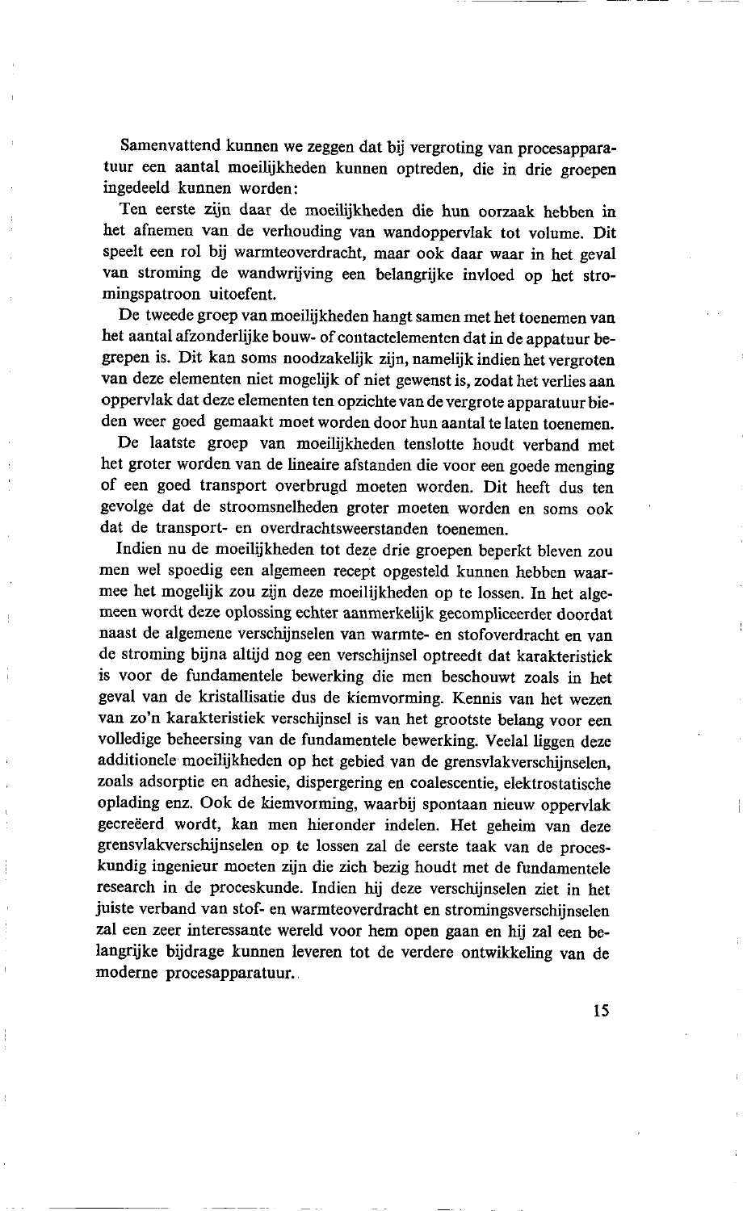Samenvattend kunnen we zeggen dat bij vergroting van procesapparatuur een aantal moeilijkheden kunnen optreden, die in drie groepen ingedeeld kunnen worden:

Ten eerste zijn daar de moeilijkheden die hun oorzaak hebben in het afnemen van de verhouding van wandoppervlak tot volume. Dit speelt een rol bij warmteoverdracht, maar ook daar waar in het geval van stroming de wandwrijving een belangrijke invloed op het stromingspatroon uitoefent.

De tweede groep van moeilijkheden hangt samen met het toenemen van het aantal afzonderlijke bouw- of contactelementen dat in de appatuur begrepen is. Dit kan soms noodzakelijk zijn, namelijk indien het vergroten van deze elementen niet mogelijk of niet gewenst is, zodat het verlies aan oppervlak dat deze elementen ten opzichte van de vergrote apparatuur bieden weer goed gemaakt moet worden door hun aantal te laten toenemen.

De laatste groep van moeilijkheden tenslotte houdt verband met het groter worden van de lineaire afstanden die voor een goede menging of een goed transport overbrugd moeten worden. Dit heeft dus ten gevolge dat de stroomsnelheden groter moeten worden en soms ook dat de transport- en overdrachtsweerstanden toenemen.

Indien nu de moeilijkheden tot deze drie groepen beperkt bleven zou men wel spoedig een algemeen recept opgesteld kunnen hebben waarmee het mogelijk zou zijn deze moeilijkheden op te lossen. In het algemeen wordt deze oplossing echter aanmerkelijk gecompliceerder doordat naast de algemene verschijnselen van warmte- en stofoverdracht en van de stroming bijna altijd nog een verschijnsel optreedt dat karakteristiek is voor de fundamentele bewerking die men beschouwt zoals in het geval van de kristallisatie dus de kiemvorming. Kennis van het wezen van zo'n karakteristiek verschijnsel is van het grootste belang voor een volledige beheersing van de fundamentele bewerking. Veelal liggen deze additionele moeilijkheden op het gebied van de grensvlakverschijnselen, zoals adsorptie en adhesie, dispergering en coalescentie, elektrostatische oplading enz. Ook de kiemvorming, waarbij spontaan nieuw oppervlak gecreëerd wordt, kan men hieronder indelen. Het geheim van deze grensvlakverschijnselen op te lossen zal de eerste taak van de proceskundig ingenieur moeten zijn die zich bezig houdt met de fundamentele research in de proceskunde. Indien hij deze verschijnselen ziet in het juiste verband van stof- en warmteoverdracht en stromingsverschijnselen zal een zeer interessante wereld voor hem open gaan en hij zal een belangrijke bijdrage kunnen leveren tot de verdere ontwikkeling van de moderne procesapparatuur.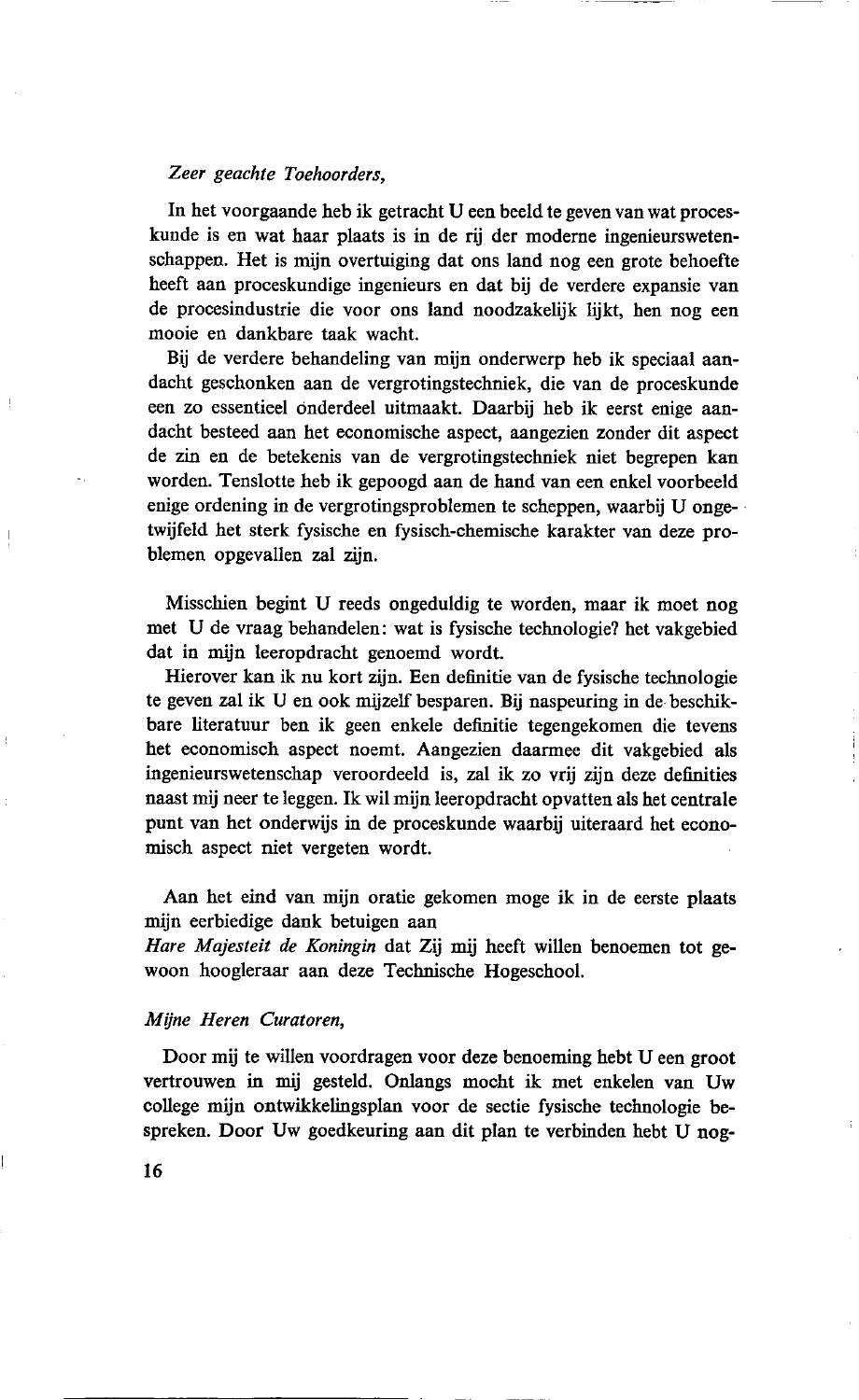*Zeer geachte Toehoorders,*

In het voorgaande heb ik getracht U een beeld te geven van wat proceskunde is en wat haar plaats is in de rij der moderne ingenieurswetenschappen. Het is mijn overtuiging dat ons land nog een grote behoefte heeft aan proceskundige ingenieurs en dat bij de verdere expansie van de procesindustrie die voor ons land noodzakelijk lijkt, hen nog een mooie en dankbare taak wacht.

Bij de verdere behandeling van mijn onderwerp heb ik speciaal aandacht geschonken aan de vergrotingstechniek, die van de proceskunde een zo essentieel onderdeel uitmaakt. Daarbij heb ik eerst enige aandacht besteed aan het economische aspect, aangezien zonder dit aspect de zin en de betekenis van de vergrotingstechniek niet begrepen kan worden. Tenslotte heb ik gepoogd aan de hand van een enkel voorbeeld enige ordening in de vergrotingsproblemen te scheppen, waarbij U ongetwijfeld het sterk fysische en fysisch-chemische karakter van deze problemen opgevallen zal zijn.

Misschien begint U reeds ongeduldig te worden, maar ik moet nog met U de vraag behandelen: wat is fysische technologie? het vakgebied dat in mijn leeropdracht genoemd wordt.

Hierover kan ik nu kort zijn. Een definitie van de fysische technologie te geven zal ik U en ook mijzelf besparen. Bij naspeuring in de beschikbare literatuur ben ik geen enkele definitie tegengekomen die tevens het economisch aspect noemt. Aangezien daarmee dit vakgebied als ingenieurswetenschap veroordeeld is, zal ik zo vrij zijn deze definities naast mij neer te leggen. Ik wil mijn leeropdracht opvatten als het centrale punt van het onderwijs in de proceskunde waarbij uiteraard het economisch aspect niet vergeten wordt.

Aan het eind van mijn oratie gekomen moge ik in de eerste plaats mijn eerbiedige dank betuigen aan *Hare Majesteit de Koningin* dat Zij mij heeft willen benoemen tot gewoon hoogleraar aan deze Technische Hogeschool.

*Mijne Heren Curatoren,*

Door mij te willen voordragen voor deze benoeming hebt U een groot vertrouwen in mij gesteld. Onlangs mocht ik met enkelen van Uw college mijn ontwikkelingsplan voor de sectie fysische technologie bespreken. Door Uw goedkeuring aan dit plan te verbinden hebt U nog-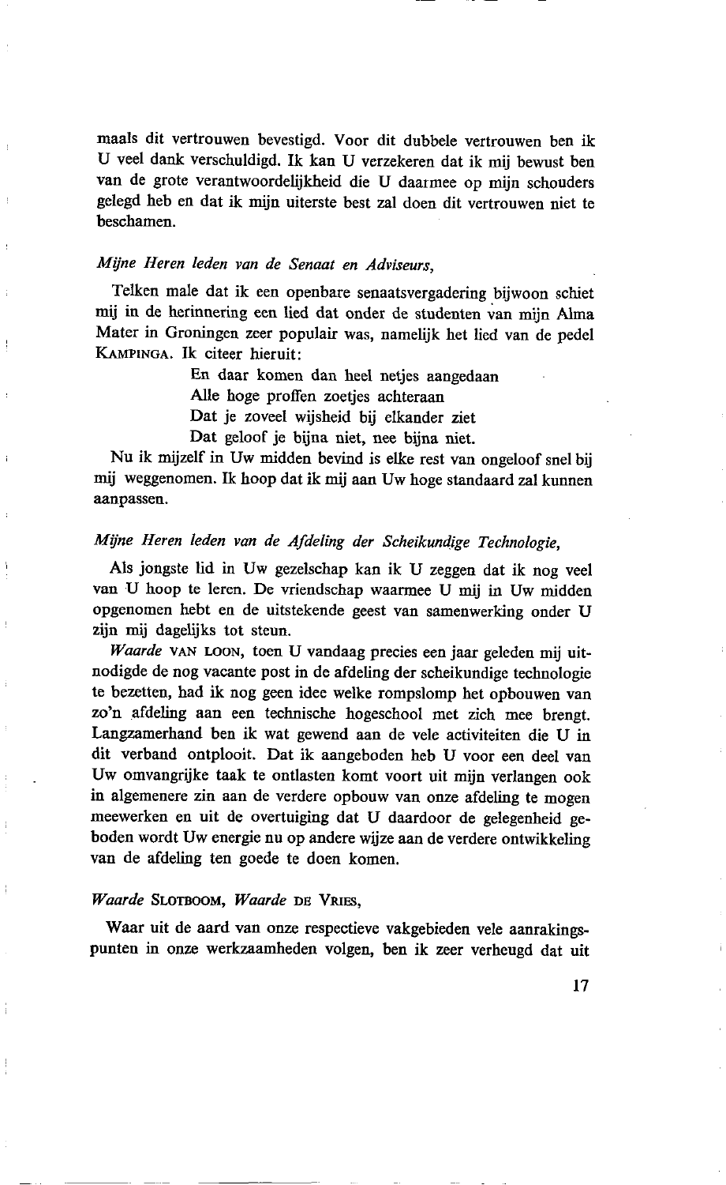maals dit vertrouwen bevestigd. Voor dit dubbele vertrouwen ben ik U veel dank verschuldigd. Ik kan U verzekeren dat ik mij bewust ben van de grote verantwoordelijkheid die U daarmee op mijn schouders gelegd heb en dat ik mijn uiterste best zal doen dit vertrouwen niet te beschamen.

*Mijne Heren leden van de Senaat en Adviseurs,*

Telken male dat ik een openbare senaatsvergadering bijwoon schiet mij in de herinnering een lied dat onder de studenten van mijn Alma Mater in Groningen zeer populair was, namelijk het lied van de pedel KAMPINGA. Ik citeer hieruit:

> En daar komen dan heel netjes aangedaan
> Alle hoge proffen zoetjes achteraan
> Dat je zoveel wijsheid bij elkander ziet
> Dat geloof je bijna niet, nee bijna niet.

Nu ik mijzelf in Uw midden bevind is elke rest van ongeloof snel bij mij weggenomen. Ik hoop dat ik mij aan Uw hoge standaard zal kunnen aanpassen.

*Mijne Heren leden van de Afdeling der Scheikundige Technologie,*

Als jongste lid in Uw gezelschap kan ik U zeggen dat ik nog veel van U hoop te leren. De vriendschap waarmee U mij in Uw midden opgenomen hebt en de uitstekende geest van samenwerking onder U zijn mij dagelijks tot steun.

*Waarde* VAN LOON, toen U vandaag precies een jaar geleden mij uitnodigde de nog vacante post in de afdeling der scheikundige technologie te bezetten, had ik nog geen idee welke rompslomp het opbouwen van zo'n afdeling aan een technische hogeschool met zich mee brengt. Langzamerhand ben ik wat gewend aan de vele activiteiten die U in dit verband ontplooit. Dat ik aangeboden heb U voor een deel van Uw omvangrijke taak te ontlasten komt voort uit mijn verlangen ook in algemenere zin aan de verdere opbouw van onze afdeling te mogen meewerken en uit de overtuiging dat U daardoor de gelegenheid geboden wordt Uw energie nu op andere wijze aan de verdere ontwikkeling van de afdeling ten goede te doen komen.

*Waarde* SLOTBOOM, *Waarde* DE VRIES,

Waar uit de aard van onze respectieve vakgebieden vele aanrakingspunten in onze werkzaamheden volgen, ben ik zeer verheugd dat uit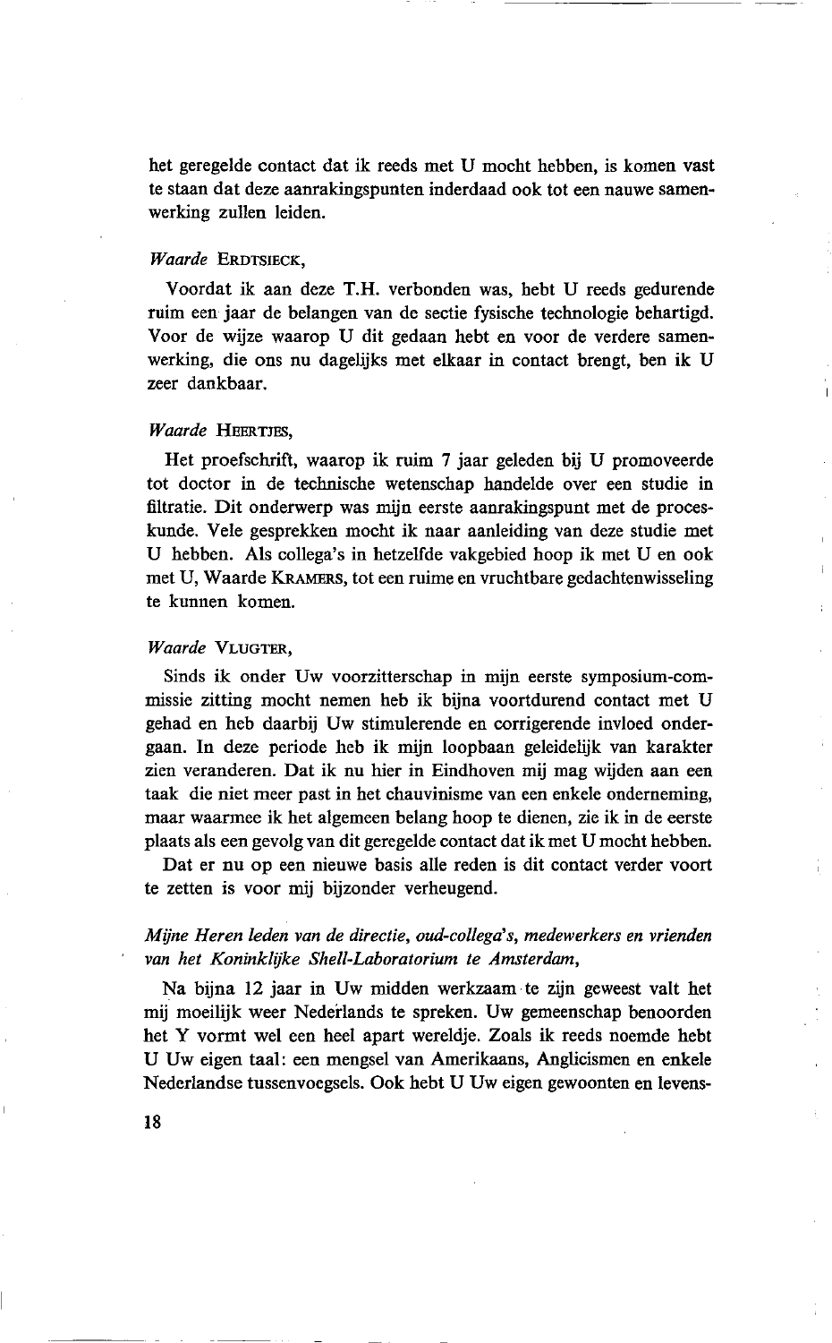het geregelde contact dat ik reeds met U mocht hebben, is komen vast te staan dat deze aanrakingspunten inderdaad ook tot een nauwe samenwerking zullen leiden.

*Waarde* ERDTSIECK,

Voordat ik aan deze T.H. verbonden was, hebt U reeds gedurende ruim een jaar de belangen van de sectie fysische technologie behartigd. Voor de wijze waarop U dit gedaan hebt en voor de verdere samenwerking, die ons nu dagelijks met elkaar in contact brengt, ben ik U zeer dankbaar.

*Waarde* HEERTJES,

Het proefschrift, waarop ik ruim 7 jaar geleden bij U promoveerde tot doctor in de technische wetenschap handelde over een studie in filtratie. Dit onderwerp was mijn eerste aanrakingspunt met de proceskunde. Vele gesprekken mocht ik naar aanleiding van deze studie met U hebben. Als collega's in hetzelfde vakgebied hoop ik met U en ook met U, Waarde KRAMERS, tot een ruime en vruchtbare gedachtenwisseling te kunnen komen.

*Waarde* VLUGTER,

Sinds ik onder Uw voorzitterschap in mijn eerste symposium-commissie zitting mocht nemen heb ik bijna voortdurend contact met U gehad en heb daarbij Uw stimulerende en corrigerende invloed ondergaan. In deze periode heb ik mijn loopbaan geleidelijk van karakter zien veranderen. Dat ik nu hier in Eindhoven mij mag wijden aan een taak die niet meer past in het chauvinisme van een enkele onderneming, maar waarmee ik het algemeen belang hoop te dienen, zie ik in de eerste plaats als een gevolg van dit geregelde contact dat ik met U mocht hebben.

Dat er nu op een nieuwe basis alle reden is dit contact verder voort te zetten is voor mij bijzonder verheugend.

*Mijne Heren leden van de directie, oud-collega's, medewerkers en vrienden van het Koninklijke Shell-Laboratorium te Amsterdam,*

Na bijna 12 jaar in Uw midden werkzaam te zijn geweest valt het mij moeilijk weer Nederlands te spreken. Uw gemeenschap benoorden het Y vormt wel een heel apart wereldje. Zoals ik reeds noemde hebt U Uw eigen taal: een mengsel van Amerikaans, Anglicismen en enkele Nederlandse tussenvoegsels. Ook hebt U Uw eigen gewoonten en levens-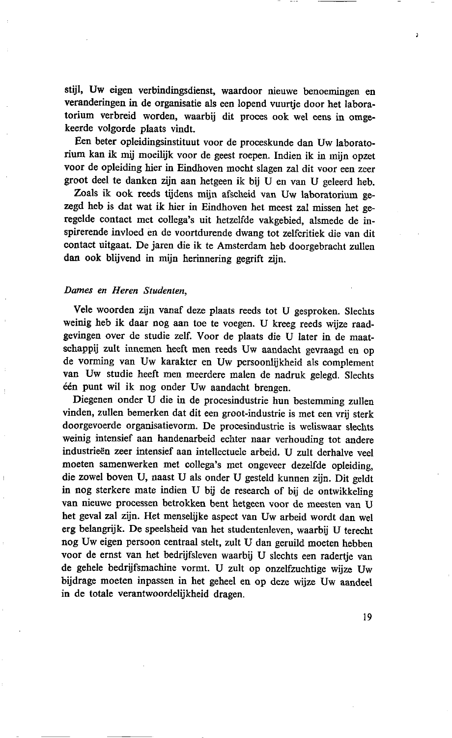stijl, Uw eigen verbindingsdienst, waardoor nieuwe benoemingen en veranderingen in de organisatie als een lopend vuurtje door het laboratorium verbreid worden, waarbij dit proces ook wel eens in omgekeerde volgorde plaats vindt.

Een beter opleidingsinstituut voor de proceskunde dan Uw laboratorium kan ik mij moeilijk voor de geest roepen. Indien ik in mijn opzet voor de opleiding hier in Eindhoven mocht slagen zal dit voor een zeer groot deel te danken zijn aan hetgeen ik bij U en van U geleerd heb.

Zoals ik ook reeds tijdens mijn afscheid van Uw laboratorium gezegd heb is dat wat ik hier in Eindhoven het meest zal missen het geregelde contact met collega's uit hetzelfde vakgebied, alsmede de inspirerende invloed en de voortdurende dwang tot zelfcritiek die van dit contact uitgaat. De jaren die ik te Amsterdam heb doorgebracht zullen dan ook blijvend in mijn herinnering gegrift zijn.

*Dames en Heren Studenten,*

Vele woorden zijn vanaf deze plaats reeds tot U gesproken. Slechts weinig heb ik daar nog aan toe te voegen. U kreeg reeds wijze raadgevingen over de studie zelf. Voor de plaats die U later in de maatschappij zult innemen heeft men reeds Uw aandacht gevraagd en op de vorming van Uw karakter en Uw persoonlijkheid als complement van Uw studie heeft men meerdere malen de nadruk gelegd. Slechts één punt wil ik nog onder Uw aandacht brengen.

Diegenen onder U die in de procesindustrie hun bestemming zullen vinden, zullen bemerken dat dit een groot-industrie is met een vrij sterk doorgevoerde organisatievorm. De procesindustrie is weliswaar slechts weinig intensief aan handenarbeid echter naar verhouding tot andere industrieën zeer intensief aan intellectuele arbeid. U zult derhalve veel moeten samenwerken met collega's met ongeveer dezelfde opleiding, die zowel boven U, naast U als onder U gesteld kunnen zijn. Dit geldt in nog sterkere mate indien U bij de research of bij de ontwikkeling van nieuwe processen betrokken bent hetgeen voor de meesten van U het geval zal zijn. Het menselijke aspect van Uw arbeid wordt dan wel erg belangrijk. De speelsheid van het studentenleven, waarbij U terecht nog Uw eigen persoon centraal stelt, zult U dan geruild moeten hebben voor de ernst van het bedrijfsleven waarbij U slechts een radertje van de gehele bedrijfsmachine vormt. U zult op onzelfzuchtige wijze Uw bijdrage moeten inpassen in het geheel en op deze wijze Uw aandeel in de totale verantwoordelijkheid dragen.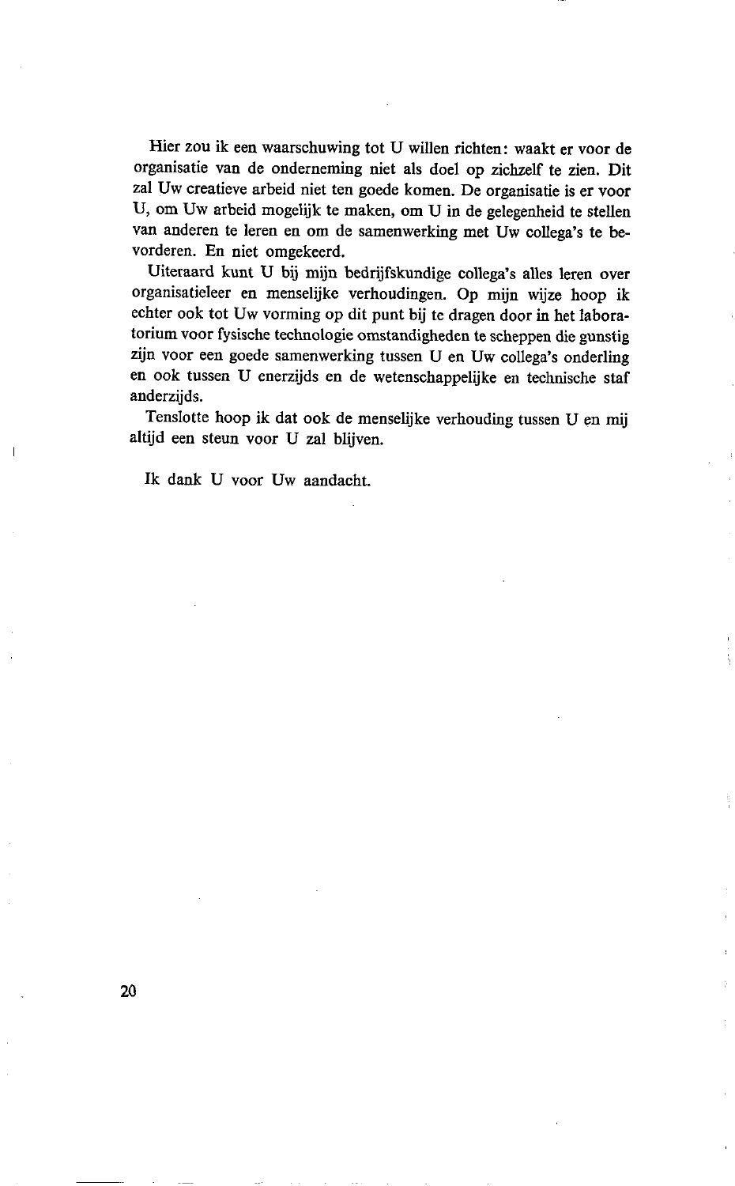Hier zou ik een waarschuwing tot U willen richten: waakt er voor de organisatie van de onderneming niet als doel op zichzelf te zien. Dit zal Uw creatieve arbeid niet ten goede komen. De organisatie is er voor U, om Uw arbeid mogelijk te maken, om U in de gelegenheid te stellen van anderen te leren en om de samenwerking met Uw collega's te bevorderen. En niet omgekeerd.

Uiteraard kunt U bij mijn bedrijfskundige collega's alles leren over organisatieleer en menselijke verhoudingen. Op mijn wijze hoop ik echter ook tot Uw vorming op dit punt bij te dragen door in het laboratorium voor fysische technologie omstandigheden te scheppen die gunstig zijn voor een goede samenwerking tussen U en Uw collega's onderling en ook tussen U enerzijds en de wetenschappelijke en technische staf anderzijds.

Tenslotte hoop ik dat ook de menselijke verhouding tussen U en mij altijd een steun voor U zal blijven.

Ik dank U voor Uw aandacht.